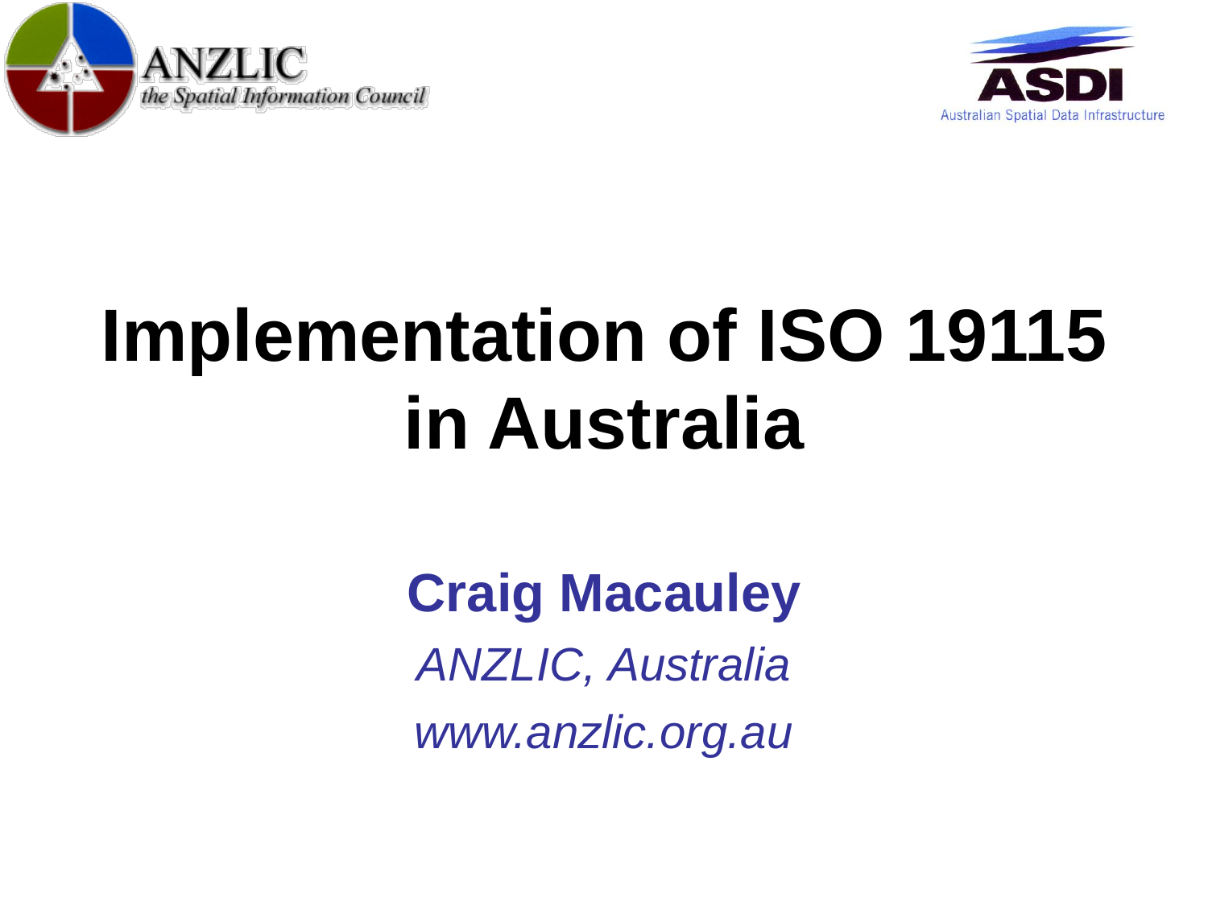ANZLIC
*the Spatial Information Council*

ASDI
Australian Spatial Data Infrastructure

# Implementation of ISO 19115 in Australia

**Craig Macauley**

*ANZLIC, Australia*

*www.anzlic.org.au*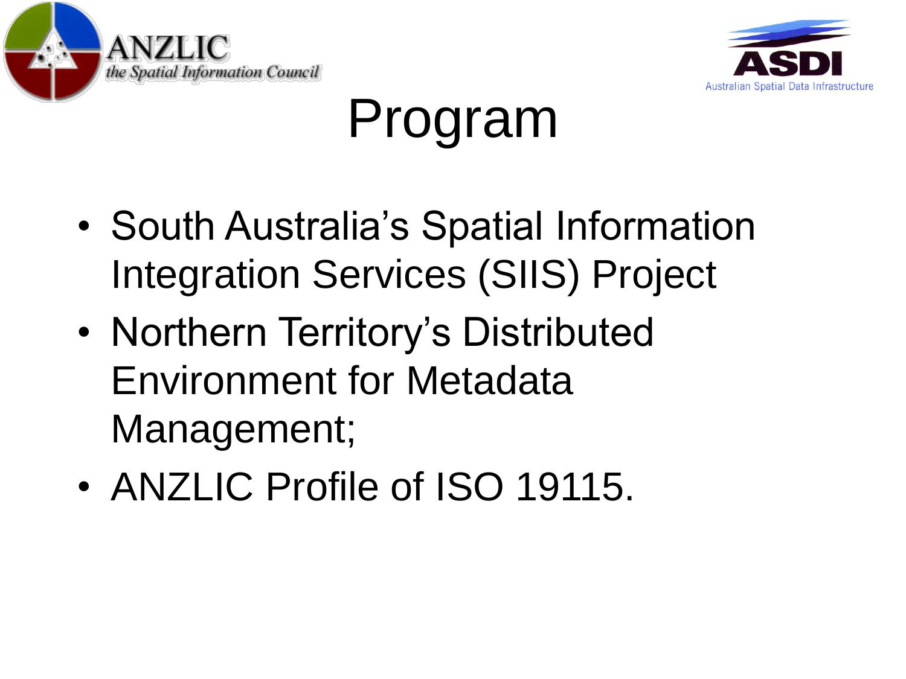# Program

- South Australia's Spatial Information Integration Services (SIIS) Project
- Northern Territory's Distributed Environment for Metadata Management;
- ANZLIC Profile of ISO 19115.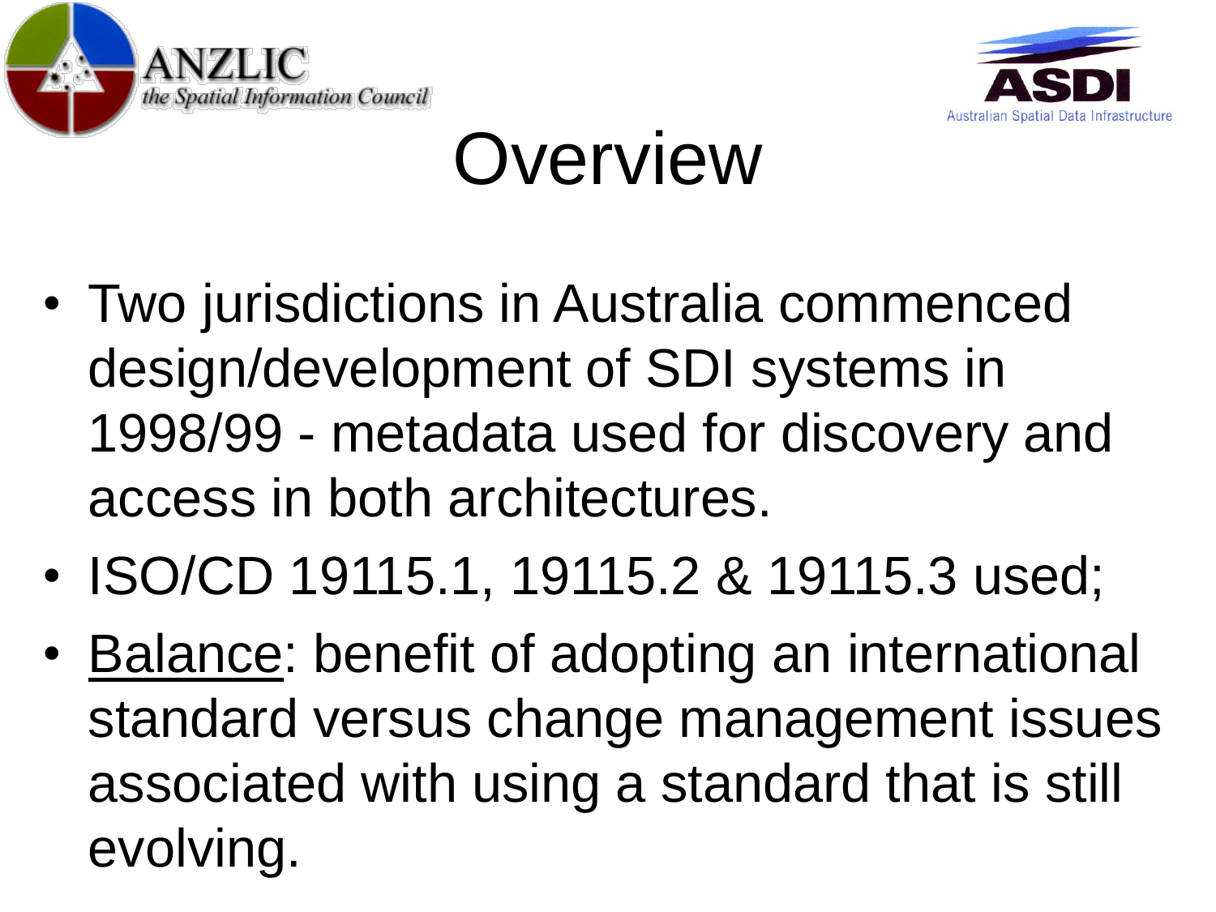# Overview

- Two jurisdictions in Australia commenced design/development of SDI systems in 1998/99 - metadata used for discovery and access in both architectures.
- ISO/CD 19115.1, 19115.2 & 19115.3 used;
- <u>Balance</u>: benefit of adopting an international standard versus change management issues associated with using a standard that is still evolving.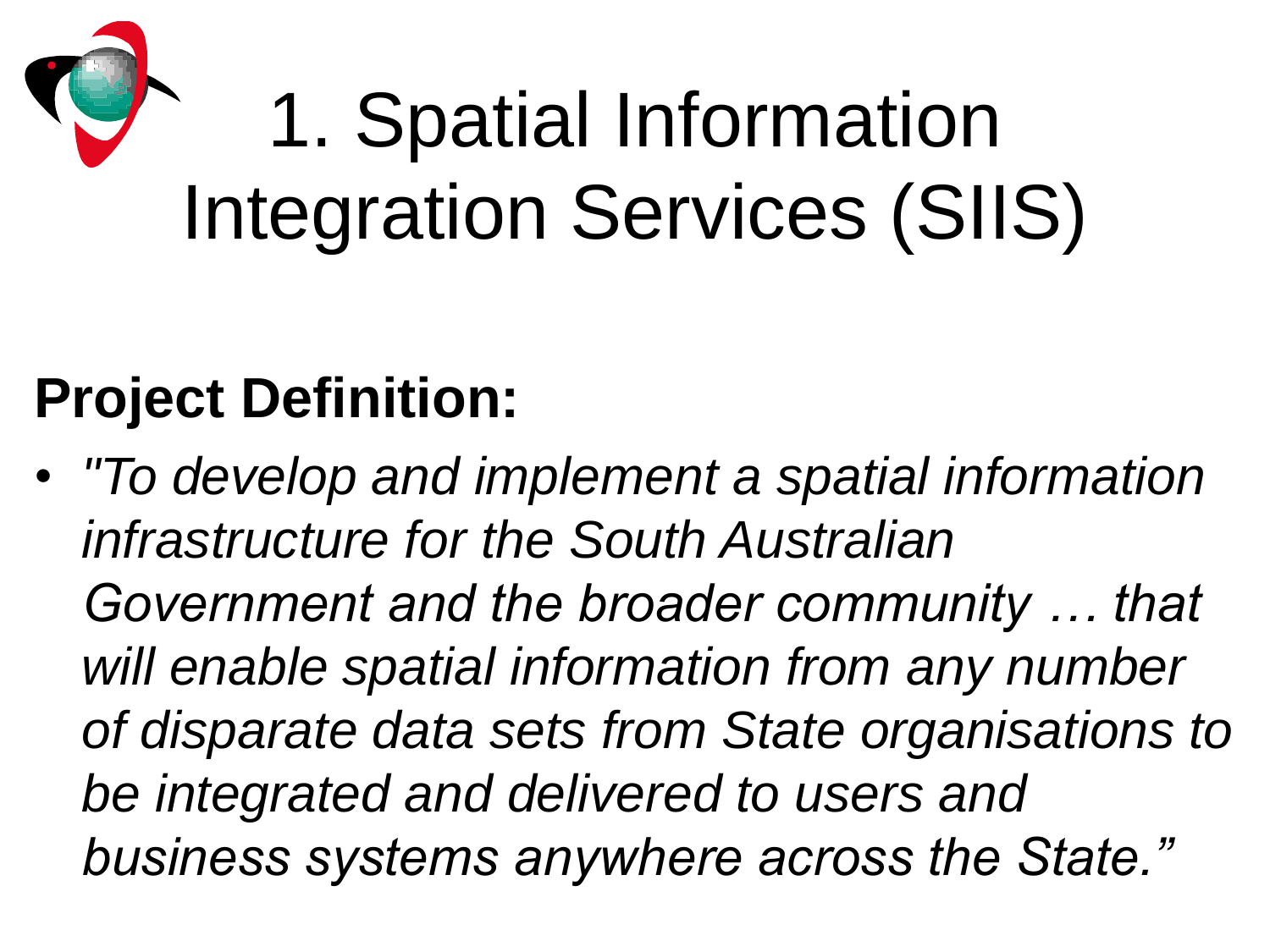# 1. Spatial Information Integration Services (SIIS)

**Project Definition:**

- *"To develop and implement a spatial information infrastructure for the South Australian Government and the broader community … that will enable spatial information from any number of disparate data sets from State organisations to be integrated and delivered to users and business systems anywhere across the State."*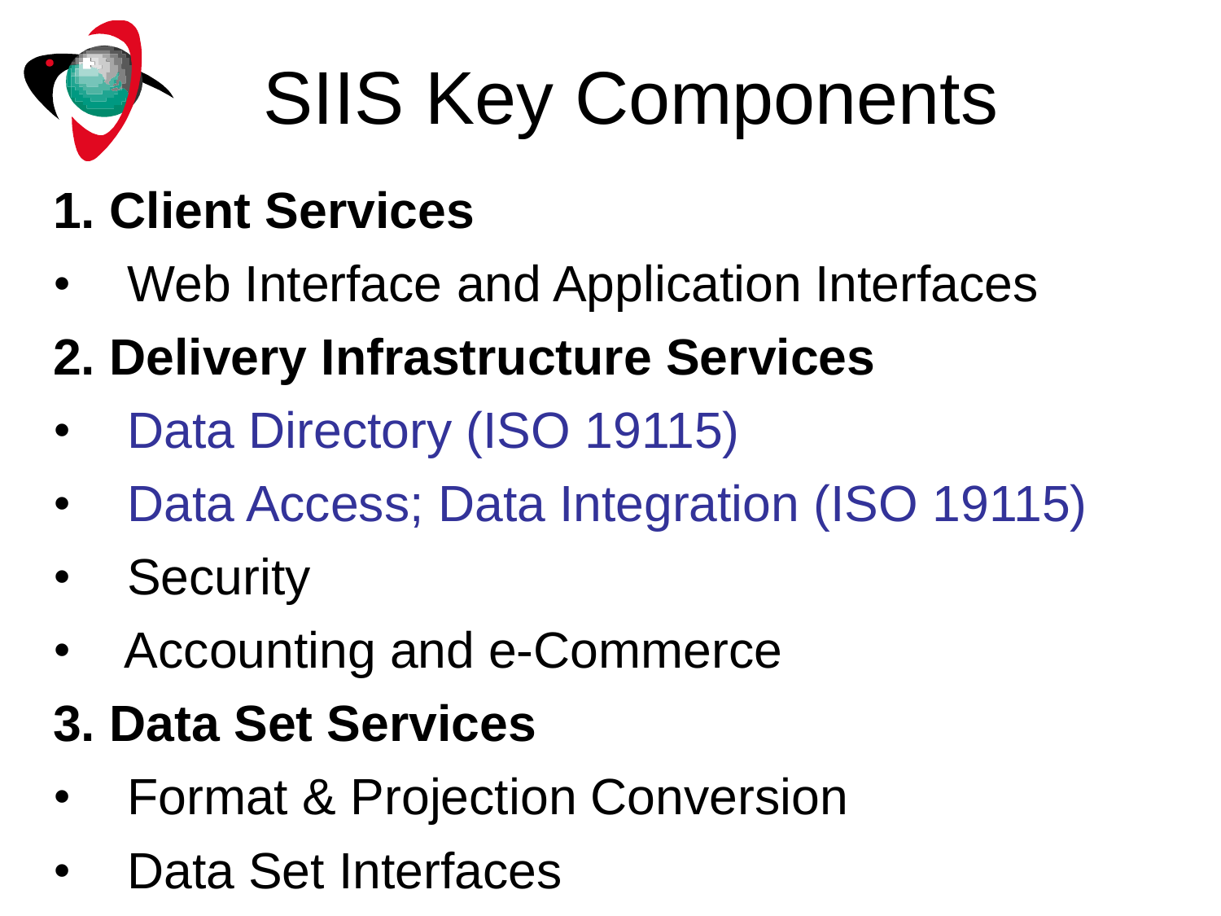# SIIS Key Components

**1. Client Services**

- Web Interface and Application Interfaces

**2. Delivery Infrastructure Services**

- Data Directory (ISO 19115)
- Data Access; Data Integration (ISO 19115)
- Security
- Accounting and e-Commerce

**3. Data Set Services**

- Format & Projection Conversion
- Data Set Interfaces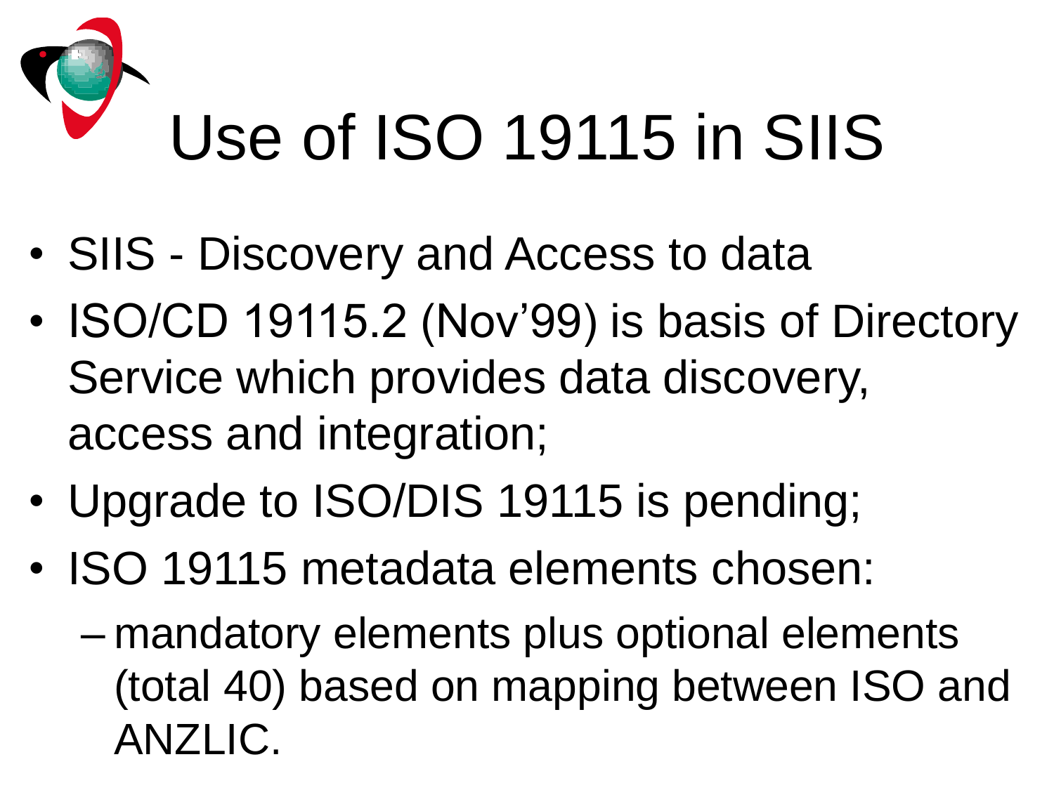# Use of ISO 19115 in SIIS

- SIIS - Discovery and Access to data
- ISO/CD 19115.2 (Nov’99) is basis of Directory Service which provides data discovery, access and integration;
- Upgrade to ISO/DIS 19115 is pending;
- ISO 19115 metadata elements chosen:
  - mandatory elements plus optional elements (total 40) based on mapping between ISO and ANZLIC.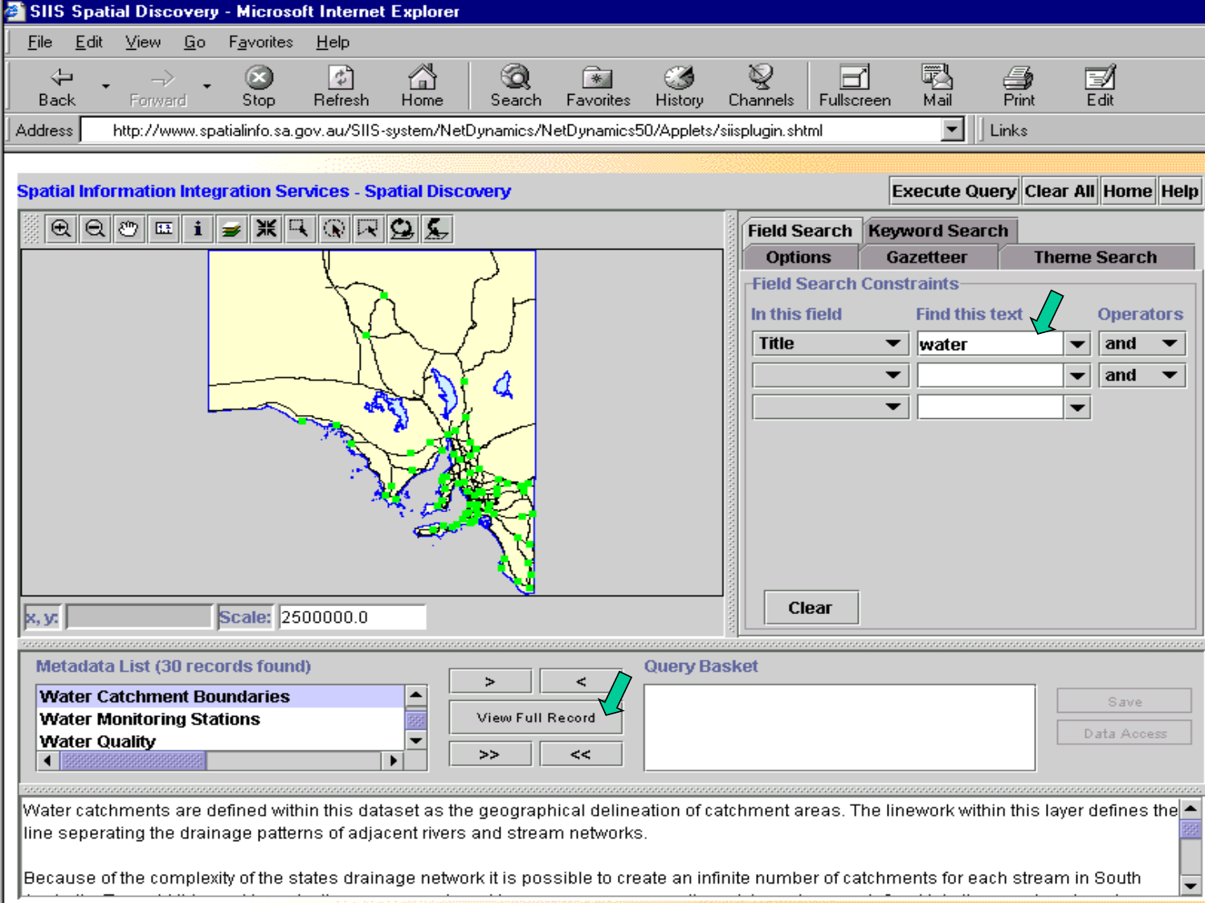SIIS Spatial Discovery - Microsoft Internet Explorer

File Edit View Go Favorites Help

Back Forward Stop Refresh Home Search Favorites History Channels Fullscreen Mail Print Edit

Address http://www.spatialinfo.sa.gov.au/SIIS-system/NetDynamics/NetDynamics50/Applets/siisplugin.shtml Links

**Spatial Information Integration Services - Spatial Discovery**

Execute Query | Clear All | Home | Help

Field Search | Keyword Search | Options | Gazetteer | Theme Search

**Field Search Constraints**

| In this field | Find this text | Operators |
|---|---|---|
| Title | water | and |
| | | and |
| | | |

Clear

x, y: Scale: 2500000.0

**Metadata List (30 records found)**

- Water Catchment Boundaries
- Water Monitoring Stations
- Water Quality

> < View Full Record >> <<

**Query Basket**

Save | Data Access

Water catchments are defined within this dataset as the geographical delineation of catchment areas. The linework within this layer defines the line seperating the drainage patterns of adjacent rivers and stream networks.

Because of the complexity of the states drainage network it is possible to create an infinite number of catchments for each stream in South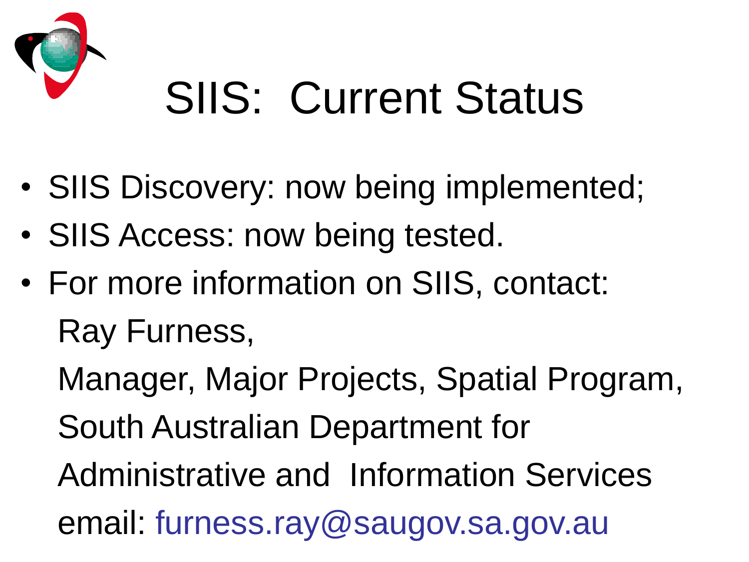# SIIS: Current Status

- SIIS Discovery: now being implemented;
- SIIS Access: now being tested.
- For more information on SIIS, contact:

  Ray Furness,

  Manager, Major Projects, Spatial Program,

  South Australian Department for

  Administrative and Information Services

  email: furness.ray@saugov.sa.gov.au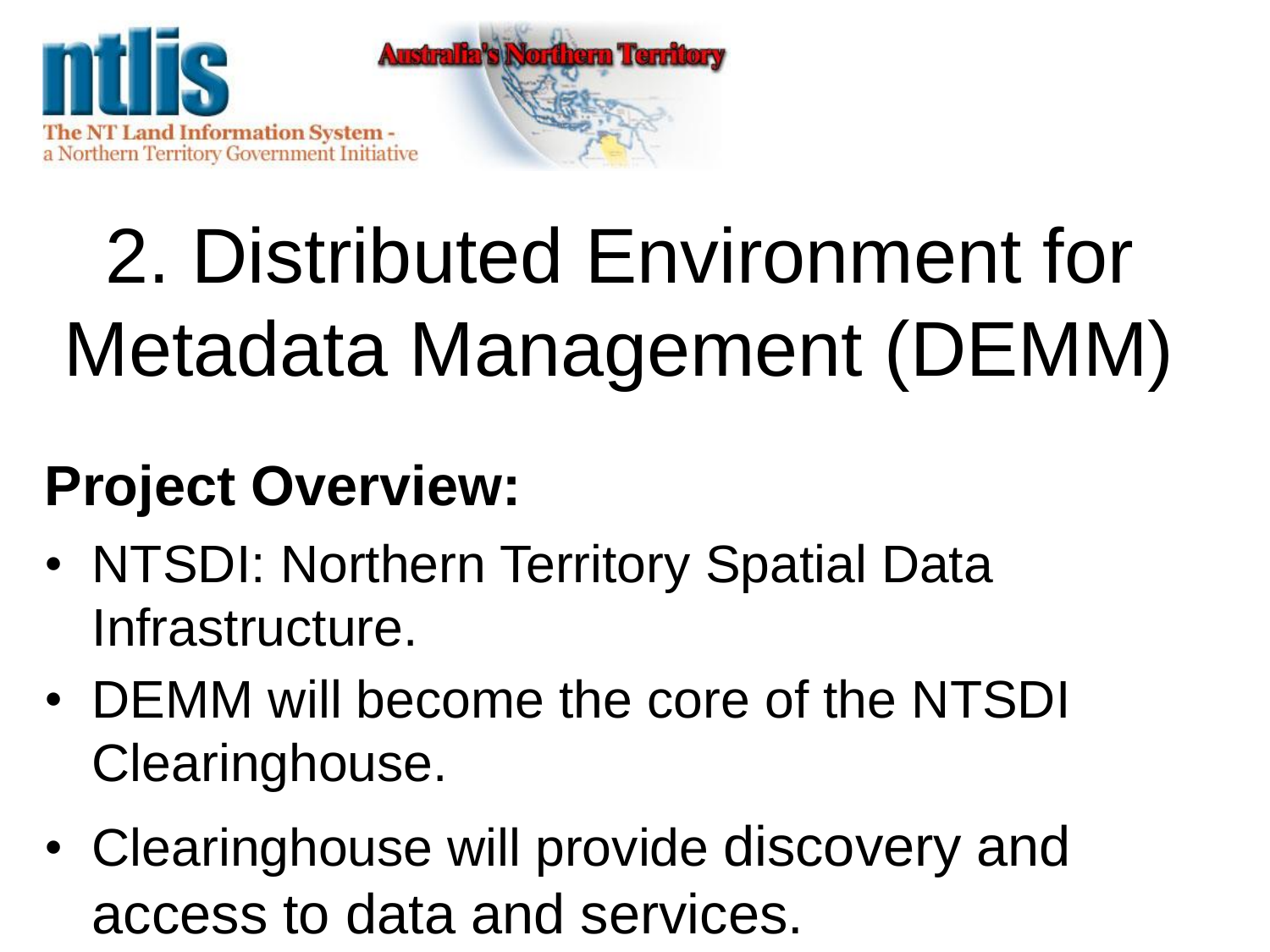# 2. Distributed Environment for Metadata Management (DEMM)

**Project Overview:**

- NTSDI: Northern Territory Spatial Data Infrastructure.
- DEMM will become the core of the NTSDI Clearinghouse.
- Clearinghouse will provide discovery and access to data and services.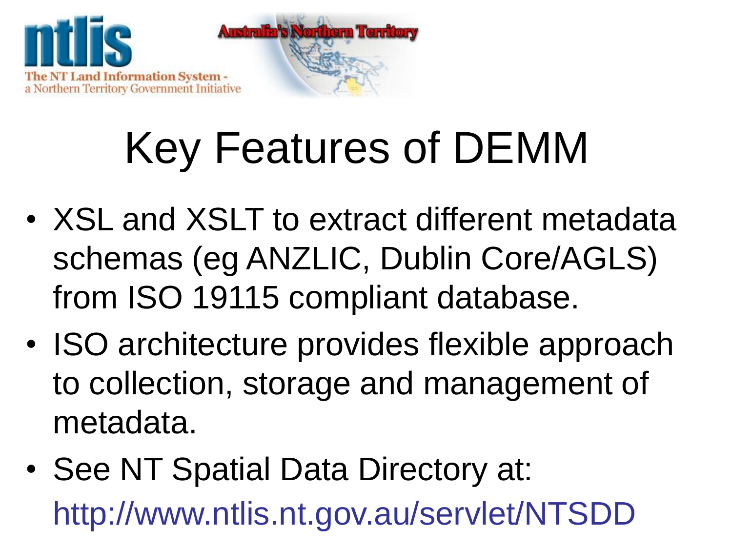# Key Features of DEMM

- XSL and XSLT to extract different metadata schemas (eg ANZLIC, Dublin Core/AGLS) from ISO 19115 compliant database.
- ISO architecture provides flexible approach to collection, storage and management of metadata.
- See NT Spatial Data Directory at: http://www.ntlis.nt.gov.au/servlet/NTSDD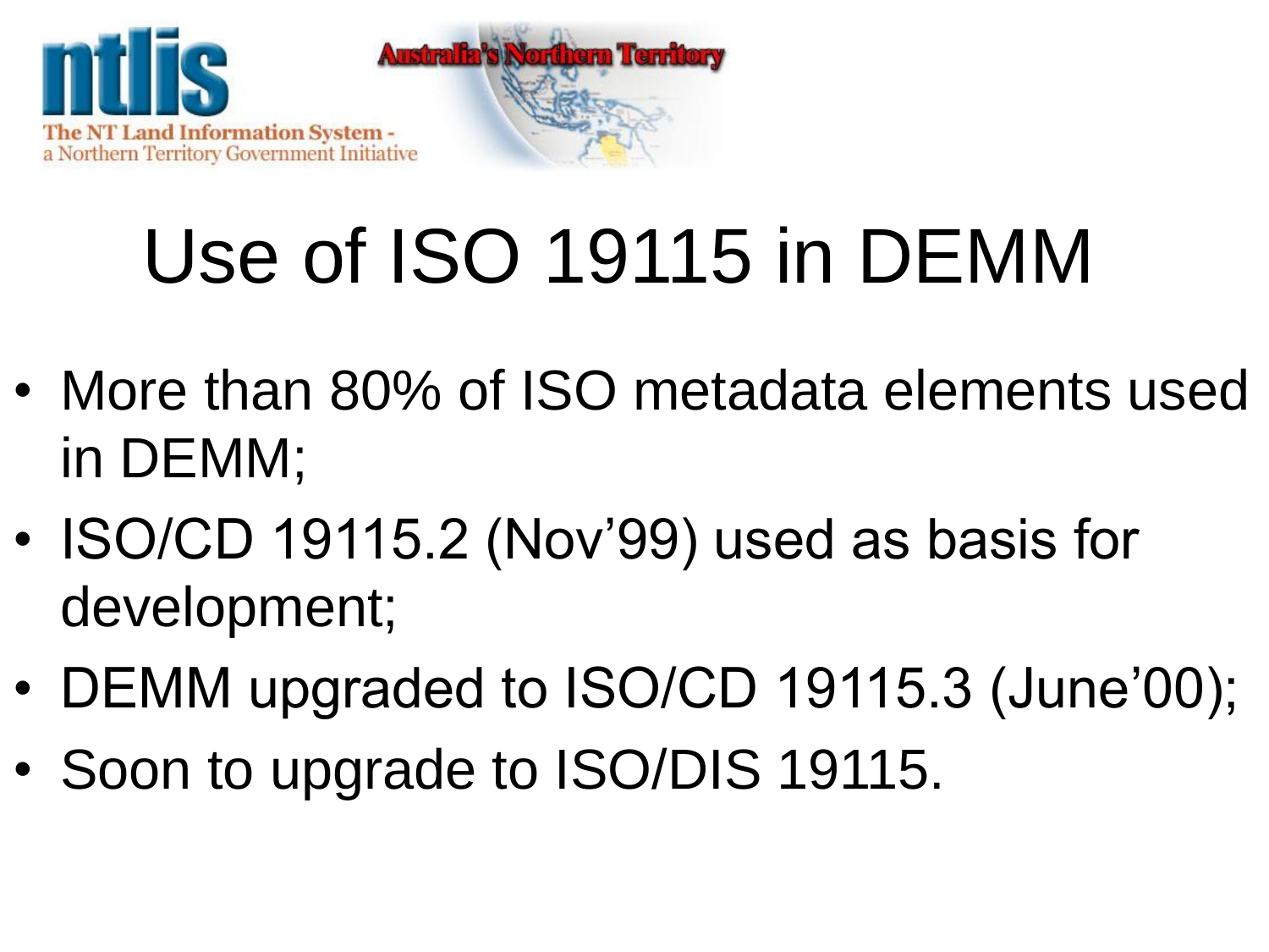# Use of ISO 19115 in DEMM

- More than 80% of ISO metadata elements used in DEMM;
- ISO/CD 19115.2 (Nov'99) used as basis for development;
- DEMM upgraded to ISO/CD 19115.3 (June'00);
- Soon to upgrade to ISO/DIS 19115.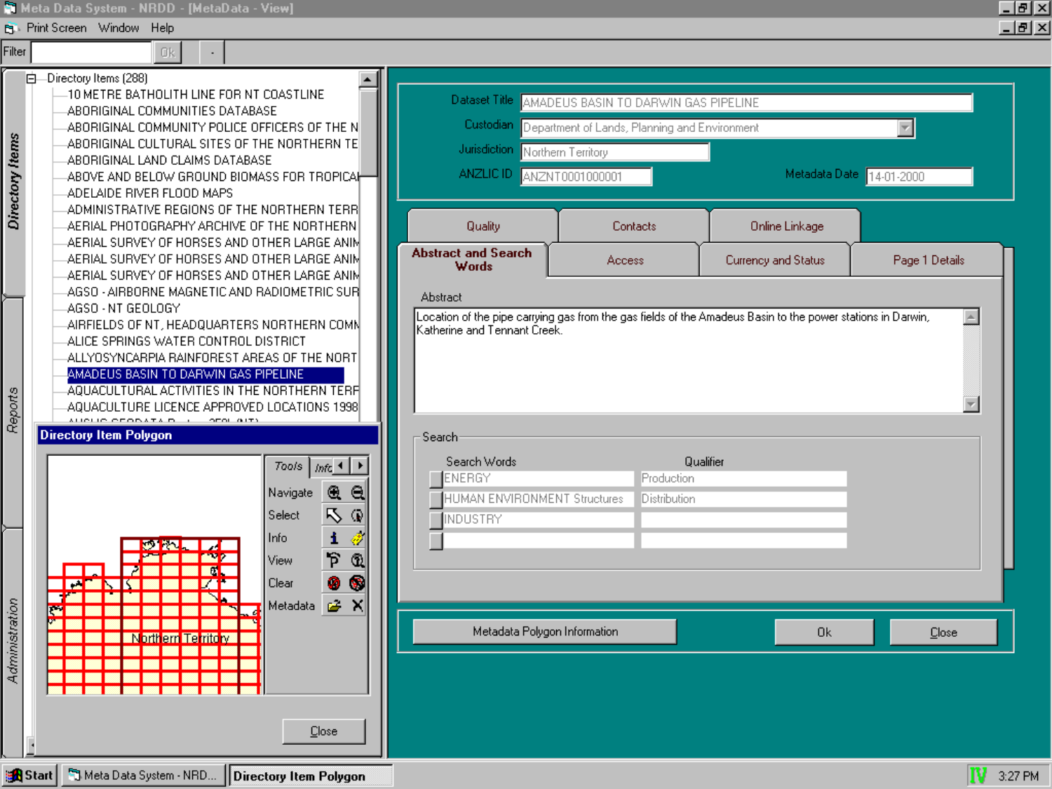Meta Data System - NRDD - [MetaData - View]

Print Screen   Window   Help

Filter   Ok

**Directory Items**

Directory Items (288)

- 10 METRE BATHOLITH LINE FOR NT COASTLINE
- ABORIGINAL COMMUNITIES DATABASE
- ABORIGINAL COMMUNITY POLICE OFFICERS OF THE N
- ABORIGINAL CULTURAL SITES OF THE NORTHERN TE
- ABORIGINAL LAND CLAIMS DATABASE
- ABOVE AND BELOW GROUND BIOMASS FOR TROPICAL
- ADELAIDE RIVER FLOOD MAPS
- ADMINISTRATIVE REGIONS OF THE NORTHERN TERR
- AERIAL PHOTOGRAPHY ARCHIVE OF THE NORTHERN
- AERIAL SURVEY OF HORSES AND OTHER LARGE ANIM
- AERIAL SURVEY OF HORSES AND OTHER LARGE ANIM
- AERIAL SURVEY OF HORSES AND OTHER LARGE ANIM
- AGSO - AIRBORNE MAGNETIC AND RADIOMETRIC SUR
- AGSO - NT GEOLOGY
- AIRFIELDS OF NT, HEADQUARTERS NORTHERN COMM
- ALICE SPRINGS WATER CONTROL DISTRICT
- ALLYOSYNCARPIA RAINFOREST AREAS OF THE NORT
- AMADEUS BASIN TO DARWIN GAS PIPELINE
- AQUACULTURAL ACTIVITIES IN THE NORTHERN TERR
- AQUACULTURE LICENCE APPROVED LOCATIONS 1998

Reports

Administration

**Directory Item Polygon**

Northern Territory

Tools   Info

- Navigate
- Select
- Info
- View
- Clear
- Metadata

Close

| | |
|---|---|
| Dataset Title | AMADEUS BASIN TO DARWIN GAS PIPELINE |
| Custodian | Department of Lands, Planning and Environment |
| Jurisdiction | Northern Territory |
| ANZLIC ID | ANZNT0001000001 |
| Metadata Date | 14-01-2000 |

Quality | Contacts | Online Linkage | **Abstract and Search Words** | Access | Currency and Status | Page 1 Details

Abstract

Location of the pipe carrying gas from the gas fields of the Amadeus Basin to the power stations in Darwin, Katherine and Tennant Creek.

Search

| Search Words | Qualifier |
|---|---|
| ENERGY | Production |
| HUMAN ENVIRONMENT Structures | Distribution |
| INDUSTRY | |
| | |

Metadata Polygon Information   Ok   Close

Start | Meta Data System - NRD... | Directory Item Polygon | 3:27 PM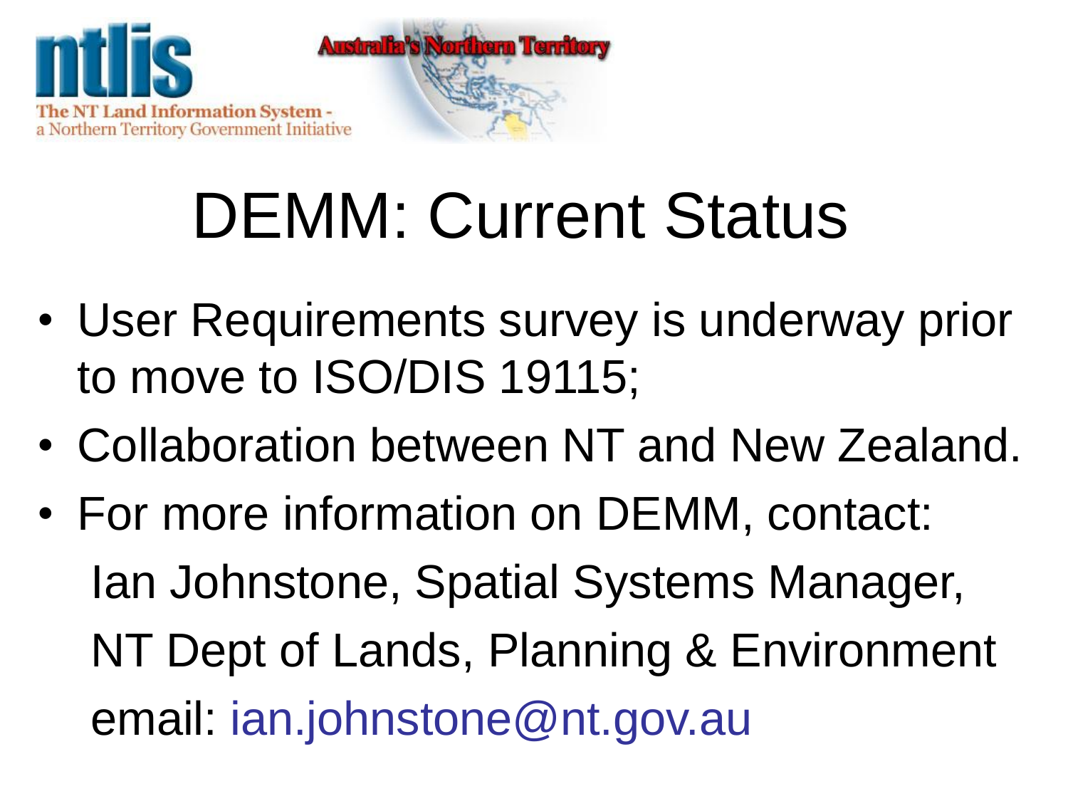# DEMM: Current Status

- User Requirements survey is underway prior to move to ISO/DIS 19115;
- Collaboration between NT and New Zealand.
- For more information on DEMM, contact:

  Ian Johnstone, Spatial Systems Manager,

  NT Dept of Lands, Planning & Environment

  email: ian.johnstone@nt.gov.au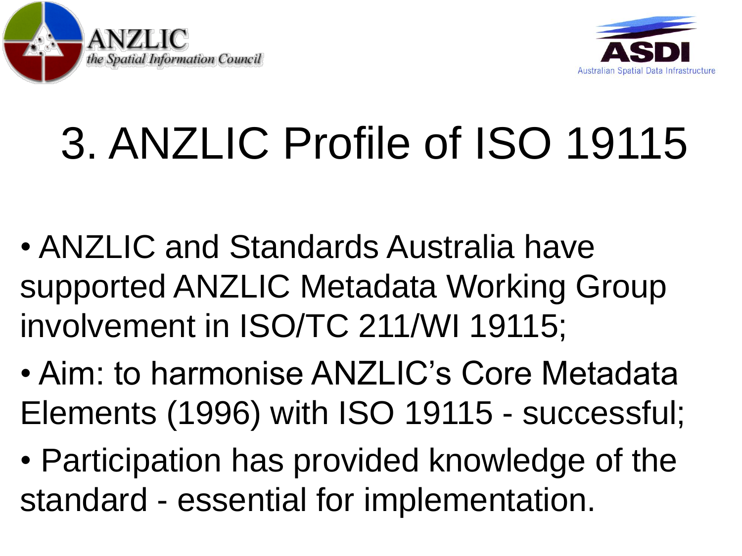# 3. ANZLIC Profile of ISO 19115

- ANZLIC and Standards Australia have supported ANZLIC Metadata Working Group involvement in ISO/TC 211/WI 19115;
- Aim: to harmonise ANZLIC's Core Metadata Elements (1996) with ISO 19115 - successful;
- Participation has provided knowledge of the standard - essential for implementation.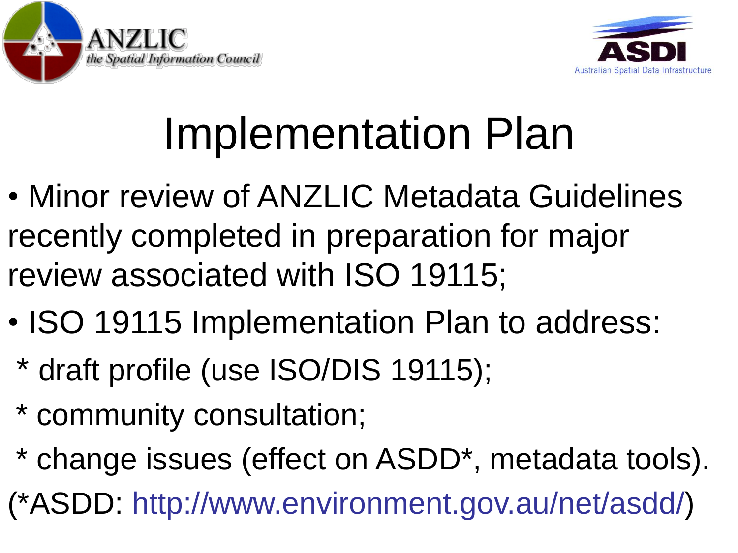# Implementation Plan

- Minor review of ANZLIC Metadata Guidelines recently completed in preparation for major review associated with ISO 19115;
- ISO 19115 Implementation Plan to address:
  - * draft profile (use ISO/DIS 19115);
  - * community consultation;
  - * change issues (effect on ASDD*, metadata tools).

(*ASDD: http://www.environment.gov.au/net/asdd/)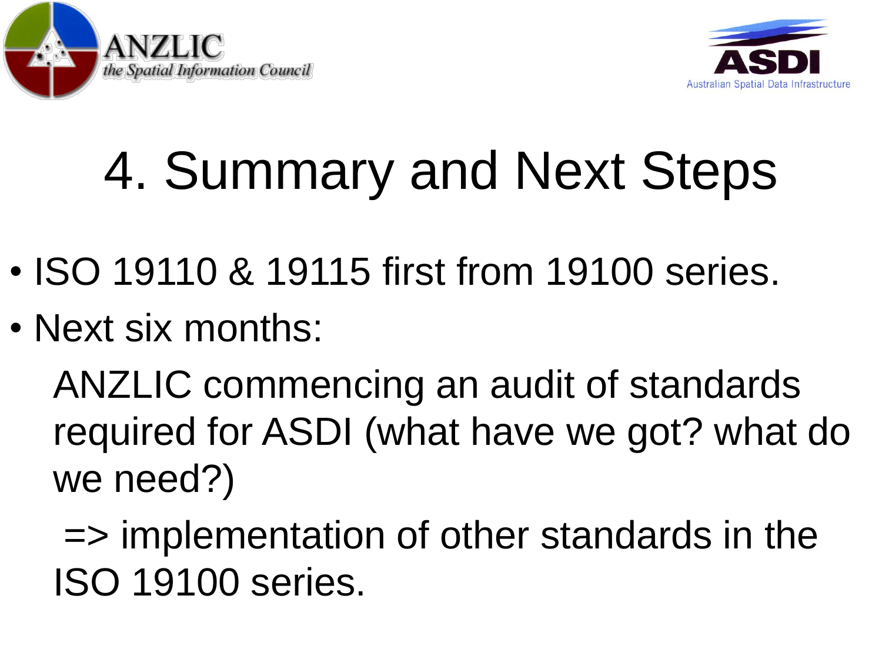# 4. Summary and Next Steps

- ISO 19110 & 19115 first from 19100 series.
- Next six months:

  ANZLIC commencing an audit of standards required for ASDI (what have we got? what do we need?)

  => implementation of other standards in the ISO 19100 series.